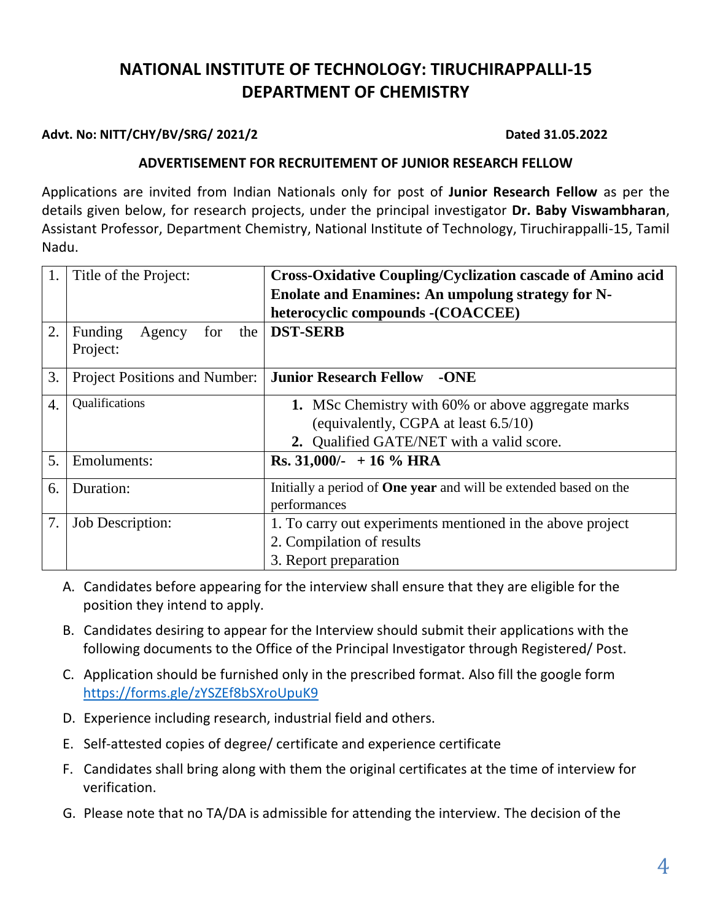# NATIONAL INSTITUTE OF TECHNOLOGY: TIRUCHIRAPPALLI-15
# DEPARTMENT OF CHEMISTRY

**Advt. No: NITT/CHY/BV/SRG/ 2021/2** **Dated 31.05.2022**

**ADVERTISEMENT FOR RECRUITEMENT OF JUNIOR RESEARCH FELLOW**

Applications are invited from Indian Nationals only for post of **Junior Research Fellow** as per the details given below, for research projects, under the principal investigator **Dr. Baby Viswambharan**, Assistant Professor, Department Chemistry, National Institute of Technology, Tiruchirappalli-15, Tamil Nadu.

| | | |
|---|---|---|
| 1. | Title of the Project: | **Cross-Oxidative Coupling/Cyclization cascade of Amino acid Enolate and Enamines: An umpolung strategy for N-heterocyclic compounds -(COACCEE)** |
| 2. | Funding Agency for the Project: | **DST-SERB** |
| 3. | Project Positions and Number: | **Junior Research Fellow -ONE** |
| 4. | Qualifications | **1.** MSc Chemistry with 60% or above aggregate marks (equivalently, CGPA at least 6.5/10)<br>**2.** Qualified GATE/NET with a valid score. |
| 5. | Emoluments: | **Rs. 31,000/- + 16 % HRA** |
| 6. | Duration: | Initially a period of **One year** and will be extended based on the performances |
| 7. | Job Description: | 1. To carry out experiments mentioned in the above project<br>2. Compilation of results<br>3. Report preparation |

A. Candidates before appearing for the interview shall ensure that they are eligible for the position they intend to apply.

B. Candidates desiring to appear for the Interview should submit their applications with the following documents to the Office of the Principal Investigator through Registered/ Post.

C. Application should be furnished only in the prescribed format. Also fill the google form https://forms.gle/zYSZEf8bSXroUpuK9

D. Experience including research, industrial field and others.

E. Self-attested copies of degree/ certificate and experience certificate

F. Candidates shall bring along with them the original certificates at the time of interview for verification.

G. Please note that no TA/DA is admissible for attending the interview. The decision of the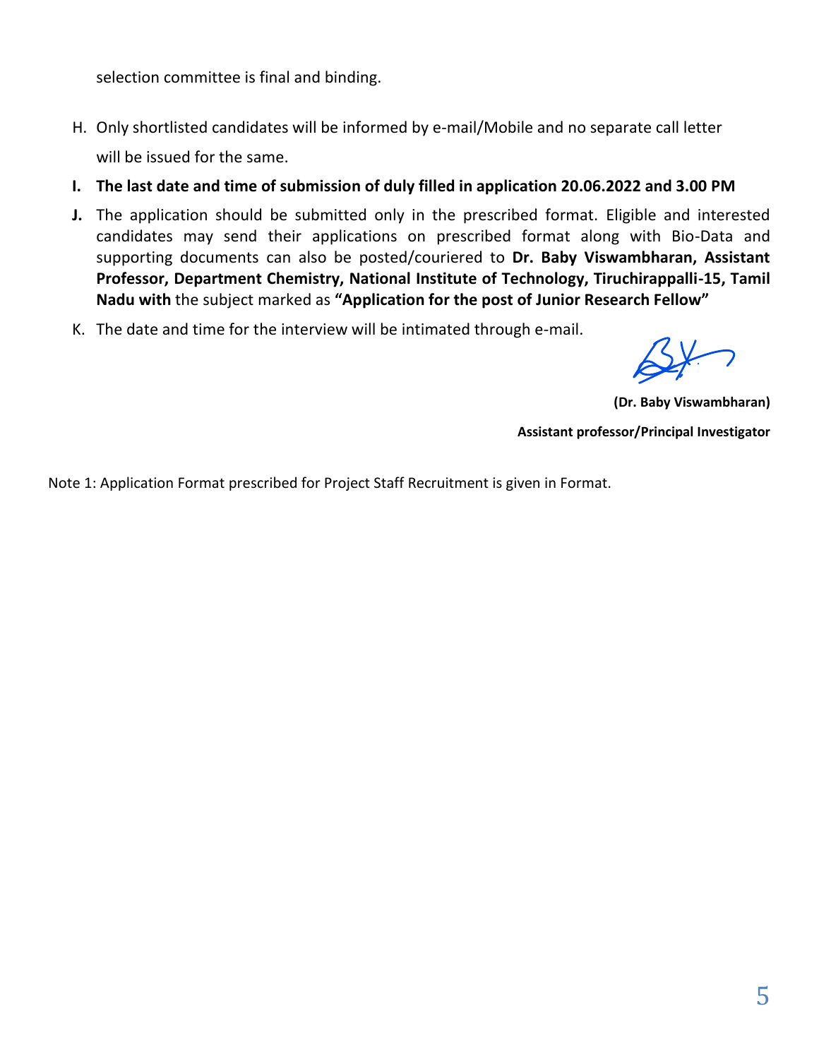selection committee is final and binding.

H. Only shortlisted candidates will be informed by e-mail/Mobile and no separate call letter will be issued for the same.

**I. The last date and time of submission of duly filled in application 20.06.2022 and 3.00 PM**

**J.** The application should be submitted only in the prescribed format. Eligible and interested candidates may send their applications on prescribed format along with Bio-Data and supporting documents can also be posted/couriered to **Dr. Baby Viswambharan, Assistant Professor, Department Chemistry, National Institute of Technology, Tiruchirappalli-15, Tamil Nadu with** the subject marked as **"Application for the post of Junior Research Fellow"**

K. The date and time for the interview will be intimated through e-mail.

**(Dr. Baby Viswambharan)**

**Assistant professor/Principal Investigator**

Note 1: Application Format prescribed for Project Staff Recruitment is given in Format.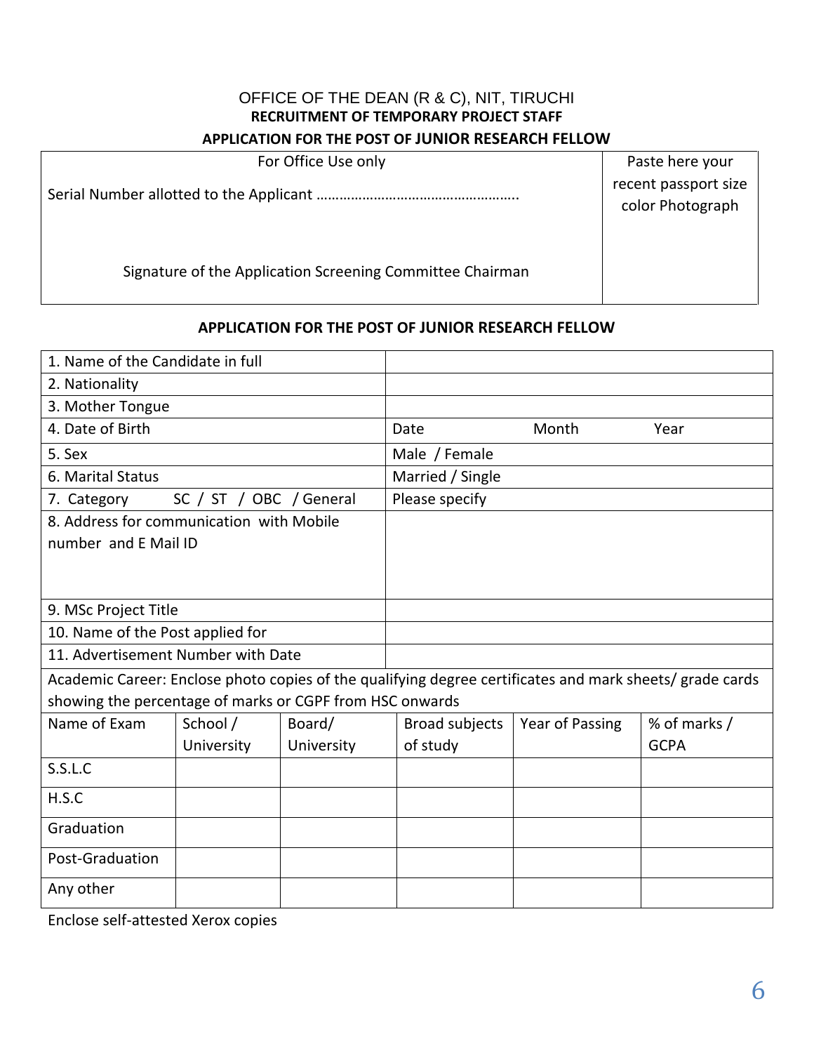OFFICE OF THE DEAN (R & C), NIT, TIRUCHI

**RECRUITMENT OF TEMPORARY PROJECT STAFF**

**APPLICATION FOR THE POST OF JUNIOR RESEARCH FELLOW**

| For Office Use only | Paste here your recent passport size color Photograph |
|---|---|
| Serial Number allotted to the Applicant …………………………………………. | |
| Signature of the Application Screening Committee Chairman | |

**APPLICATION FOR THE POST OF JUNIOR RESEARCH FELLOW**

| | |
|---|---|
| 1. Name of the Candidate in full | |
| 2. Nationality | |
| 3. Mother Tongue | |
| 4. Date of Birth | Date Month Year |
| 5. Sex | Male / Female |
| 6. Marital Status | Married / Single |
| 7. Category SC / ST / OBC / General | Please specify |
| 8. Address for communication with Mobile number and E Mail ID | |
| 9. MSc Project Title | |
| 10. Name of the Post applied for | |
| 11. Advertisement Number with Date | |

Academic Career: Enclose photo copies of the qualifying degree certificates and mark sheets/ grade cards showing the percentage of marks or CGPF from HSC onwards

| Name of Exam | School / University | Board/ University | Broad subjects of study | Year of Passing | % of marks / GCPA |
|---|---|---|---|---|---|
| S.S.L.C | | | | | |
| H.S.C | | | | | |
| Graduation | | | | | |
| Post-Graduation | | | | | |
| Any other | | | | | |

Enclose self-attested Xerox copies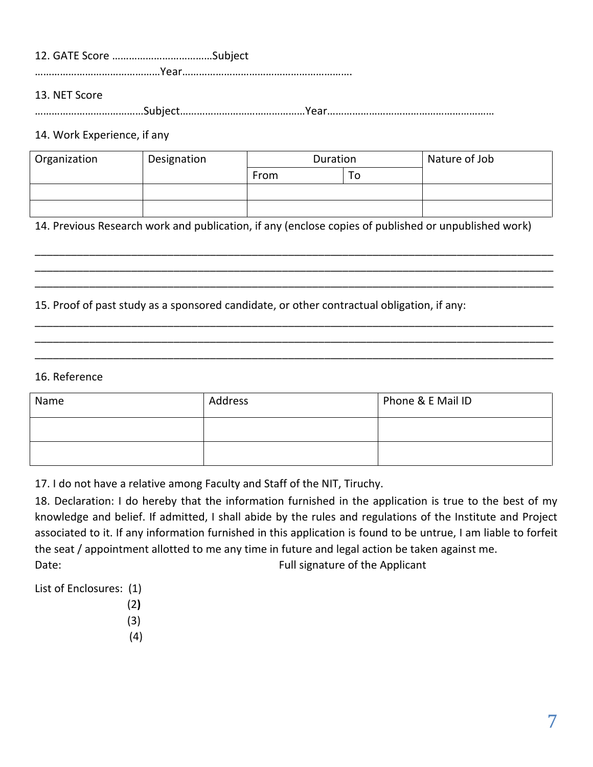12. GATE Score ………………………………Subject ………………………………………Year…………………………………………………….

13. NET Score ………………………………Subject………………………………………Year……………………………………………………

14. Work Experience, if any

| Organization | Designation | Duration | | Nature of Job |
|---|---|---|---|---|
| | | From | To | |
| | | | | |
| | | | | |

14. Previous Research work and publication, if any (enclose copies of published or unpublished work)

________________________________________________________________________________
________________________________________________________________________________
________________________________________________________________________________

15. Proof of past study as a sponsored candidate, or other contractual obligation, if any:

________________________________________________________________________________
________________________________________________________________________________
________________________________________________________________________________

16. Reference

| Name | Address | Phone & E Mail ID |
|---|---|---|
| | | |
| | | |

17. I do not have a relative among Faculty and Staff of the NIT, Tiruchy.

18. Declaration: I do hereby that the information furnished in the application is true to the best of my knowledge and belief. If admitted, I shall abide by the rules and regulations of the Institute and Project associated to it. If any information furnished in this application is found to be untrue, I am liable to forfeit the seat / appointment allotted to me any time in future and legal action be taken against me.

Date: Full signature of the Applicant

List of Enclosures: (1)
(2)
(3)
(4)